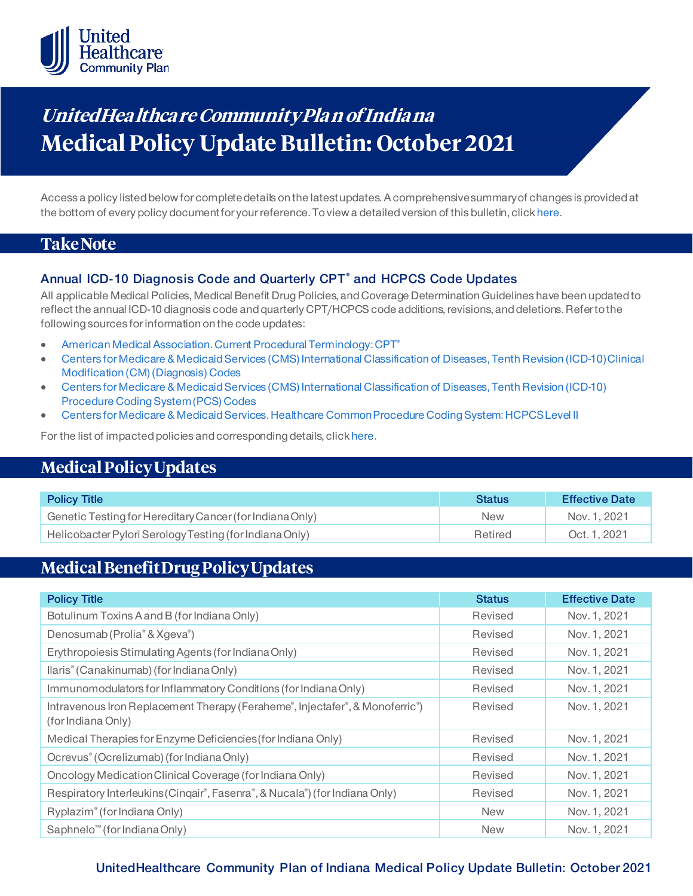# UnitedHealthcare Community Plan of Indiana

# Medical Policy Update Bulletin: October 2021

Access a policy listed below for complete details on the latest updates. A comprehensive summary of changes is provided at the bottom of every policy document for your reference. To view a detailed version of this bulletin, click here.

## Take Note

### Annual ICD-10 Diagnosis Code and Quarterly CPT® and HCPCS Code Updates

All applicable Medical Policies, Medical Benefit Drug Policies, and Coverage Determination Guidelines have been updated to reflect the annual ICD-10 diagnosis code and quarterly CPT/HCPCS code additions, revisions, and deletions. Refer to the following sources for information on the code updates:

- American Medical Association. Current Procedural Terminology: CPT®
- Centers for Medicare & Medicaid Services (CMS) International Classification of Diseases, Tenth Revision (ICD-10) Clinical Modification (CM) (Diagnosis) Codes
- Centers for Medicare & Medicaid Services (CMS) International Classification of Diseases, Tenth Revision (ICD-10) Procedure Coding System (PCS) Codes
- Centers for Medicare & Medicaid Services. Healthcare Common Procedure Coding System: HCPCS Level II

For the list of impacted policies and corresponding details, click here.

## Medical Policy Updates

| Policy Title | Status | Effective Date |
|---|---|---|
| Genetic Testing for Hereditary Cancer (for Indiana Only) | New | Nov. 1, 2021 |
| Helicobacter Pylori Serology Testing (for Indiana Only) | Retired | Oct. 1, 2021 |

## Medical Benefit Drug Policy Updates

| Policy Title | Status | Effective Date |
|---|---|---|
| Botulinum Toxins A and B (for Indiana Only) | Revised | Nov. 1, 2021 |
| Denosumab (Prolia® & Xgeva®) | Revised | Nov. 1, 2021 |
| Erythropoiesis Stimulating Agents (for Indiana Only) | Revised | Nov. 1, 2021 |
| Ilaris® (Canakinumab) (for Indiana Only) | Revised | Nov. 1, 2021 |
| Immunomodulators for Inflammatory Conditions (for Indiana Only) | Revised | Nov. 1, 2021 |
| Intravenous Iron Replacement Therapy (Feraheme®, Injectafer®, & Monoferric®) (for Indiana Only) | Revised | Nov. 1, 2021 |
| Medical Therapies for Enzyme Deficiencies (for Indiana Only) | Revised | Nov. 1, 2021 |
| Ocrevus® (Ocrelizumab) (for Indiana Only) | Revised | Nov. 1, 2021 |
| Oncology Medication Clinical Coverage (for Indiana Only) | Revised | Nov. 1, 2021 |
| Respiratory Interleukins (Cinqair®, Fasenra®, & Nucala®) (for Indiana Only) | Revised | Nov. 1, 2021 |
| Ryplazim® (for Indiana Only) | New | Nov. 1, 2021 |
| Saphnelo™ (for Indiana Only) | New | Nov. 1, 2021 |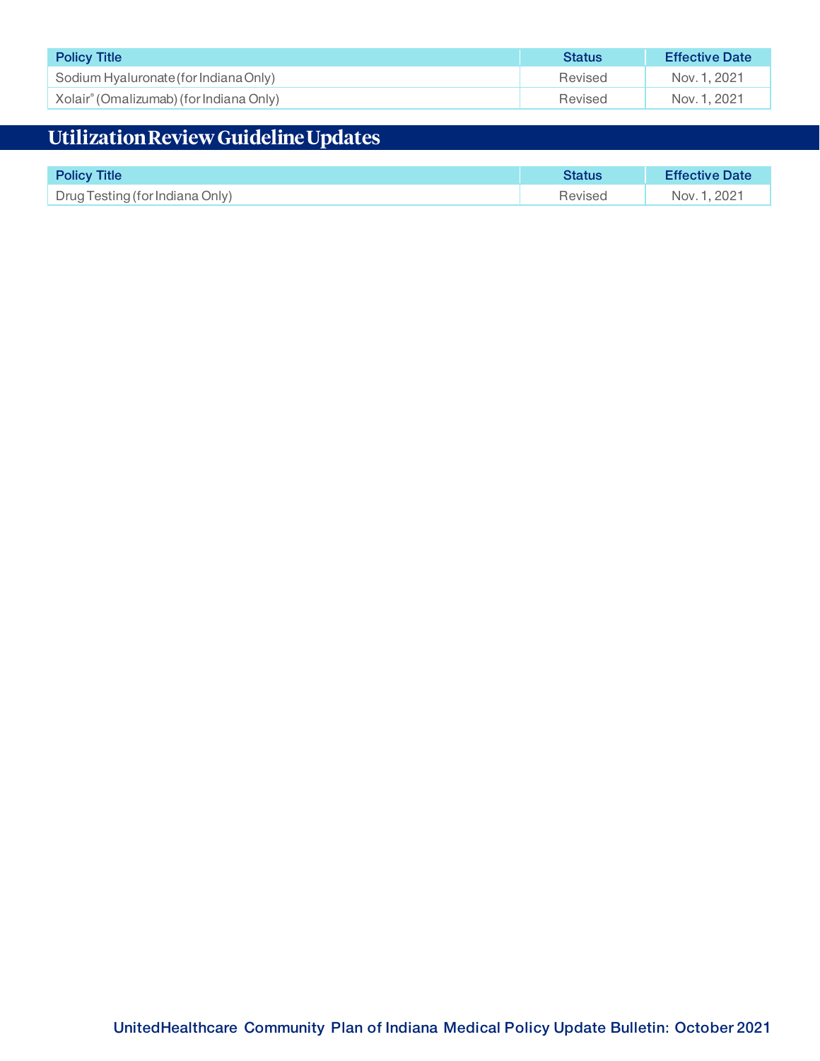| Policy Title | Status | Effective Date |
| --- | --- | --- |
| Sodium Hyaluronate (for Indiana Only) | Revised | Nov. 1, 2021 |
| Xolair® (Omalizumab) (for Indiana Only) | Revised | Nov. 1, 2021 |

## Utilization Review Guideline Updates

| Policy Title | Status | Effective Date |
| --- | --- | --- |
| Drug Testing (for Indiana Only) | Revised | Nov. 1, 2021 |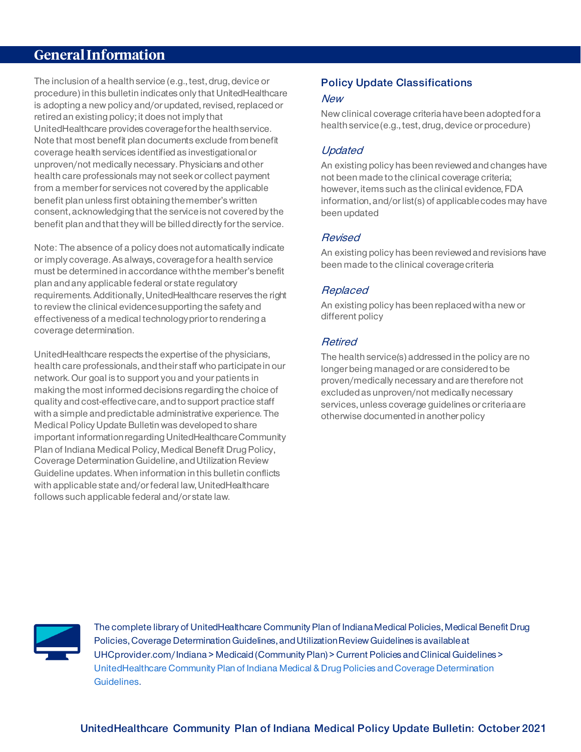## General Information

The inclusion of a health service (e.g., test, drug, device or procedure) in this bulletin indicates only that UnitedHealthcare is adopting a new policy and/or updated, revised, replaced or retired an existing policy; it does not imply that UnitedHealthcare provides coverage for the health service. Note that most benefit plan documents exclude from benefit coverage health services identified as investigational or unproven/not medically necessary. Physicians and other health care professionals may not seek or collect payment from a member for services not covered by the applicable benefit plan unless first obtaining the member's written consent, acknowledging that the service is not covered by the benefit plan and that they will be billed directly for the service.

Note: The absence of a policy does not automatically indicate or imply coverage. As always, coverage for a health service must be determined in accordance with the member's benefit plan and any applicable federal or state regulatory requirements. Additionally, UnitedHealthcare reserves the right to review the clinical evidence supporting the safety and effectiveness of a medical technology prior to rendering a coverage determination.

UnitedHealthcare respects the expertise of the physicians, health care professionals, and their staff who participate in our network. Our goal is to support you and your patients in making the most informed decisions regarding the choice of quality and cost-effective care, and to support practice staff with a simple and predictable administrative experience. The Medical Policy Update Bulletin was developed to share important information regarding UnitedHealthcare Community Plan of Indiana Medical Policy, Medical Benefit Drug Policy, Coverage Determination Guideline, and Utilization Review Guideline updates. When information in this bulletin conflicts with applicable state and/or federal law, UnitedHealthcare follows such applicable federal and/or state law.

### Policy Update Classifications

*New*

New clinical coverage criteria have been adopted for a health service (e.g., test, drug, device or procedure)

*Updated*

An existing policy has been reviewed and changes have not been made to the clinical coverage criteria; however, items such as the clinical evidence, FDA information, and/or list(s) of applicable codes may have been updated

*Revised*

An existing policy has been reviewed and revisions have been made to the clinical coverage criteria

*Replaced*

An existing policy has been replaced with a new or different policy

*Retired*

The health service(s) addressed in the policy are no longer being managed or are considered to be proven/medically necessary and are therefore not excluded as unproven/not medically necessary services, unless coverage guidelines or criteria are otherwise documented in another policy

The complete library of UnitedHealthcare Community Plan of Indiana Medical Policies, Medical Benefit Drug Policies, Coverage Determination Guidelines, and Utilization Review Guidelines is available at UHCprovider.com/Indiana > Medicaid (Community Plan) > Current Policies and Clinical Guidelines > UnitedHealthcare Community Plan of Indiana Medical & Drug Policies and Coverage Determination Guidelines.